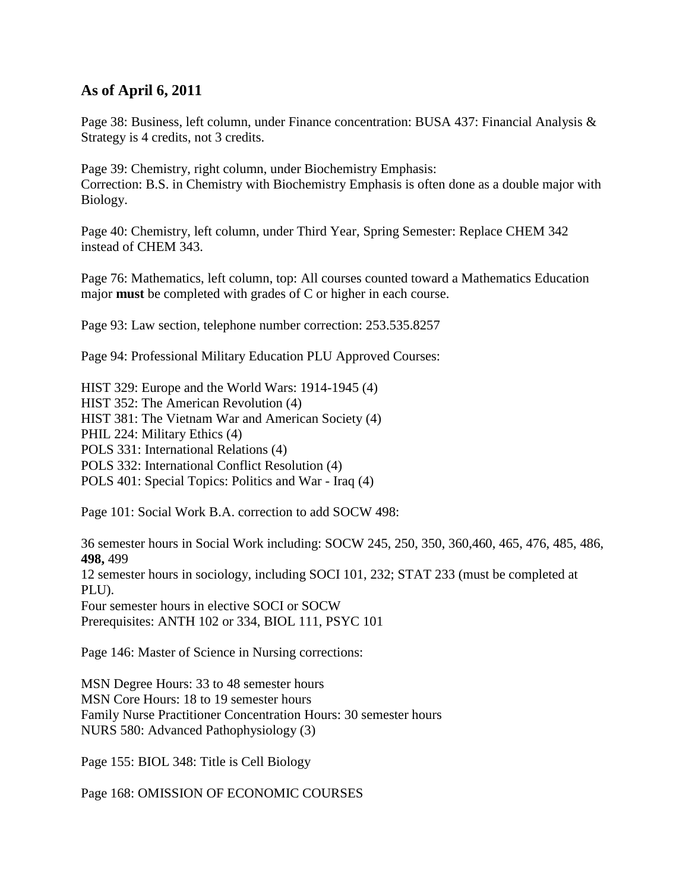## As of April 6, 2011

Page 38: Business, left column, under Finance concentration: BUSA 437: Financial Analysis & Strategy is 4 credits, not 3 credits.

Page 39: Chemistry, right column, under Biochemistry Emphasis:
Correction: B.S. in Chemistry with Biochemistry Emphasis is often done as a double major with Biology.

Page 40: Chemistry, left column, under Third Year, Spring Semester: Replace CHEM 342 instead of CHEM 343.

Page 76: Mathematics, left column, top: All courses counted toward a Mathematics Education major **must** be completed with grades of C or higher in each course.

Page 93: Law section, telephone number correction: 253.535.8257

Page 94: Professional Military Education PLU Approved Courses:

HIST 329: Europe and the World Wars: 1914-1945 (4)
HIST 352: The American Revolution (4)
HIST 381: The Vietnam War and American Society (4)
PHIL 224: Military Ethics (4)
POLS 331: International Relations (4)
POLS 332: International Conflict Resolution (4)
POLS 401: Special Topics: Politics and War - Iraq (4)

Page 101: Social Work B.A. correction to add SOCW 498:

36 semester hours in Social Work including: SOCW 245, 250, 350, 360,460, 465, 476, 485, 486, **498,** 499
12 semester hours in sociology, including SOCI 101, 232; STAT 233 (must be completed at PLU).
Four semester hours in elective SOCI or SOCW
Prerequisites: ANTH 102 or 334, BIOL 111, PSYC 101

Page 146: Master of Science in Nursing corrections:

MSN Degree Hours: 33 to 48 semester hours
MSN Core Hours: 18 to 19 semester hours
Family Nurse Practitioner Concentration Hours: 30 semester hours
NURS 580: Advanced Pathophysiology (3)

Page 155: BIOL 348: Title is Cell Biology

Page 168: OMISSION OF ECONOMIC COURSES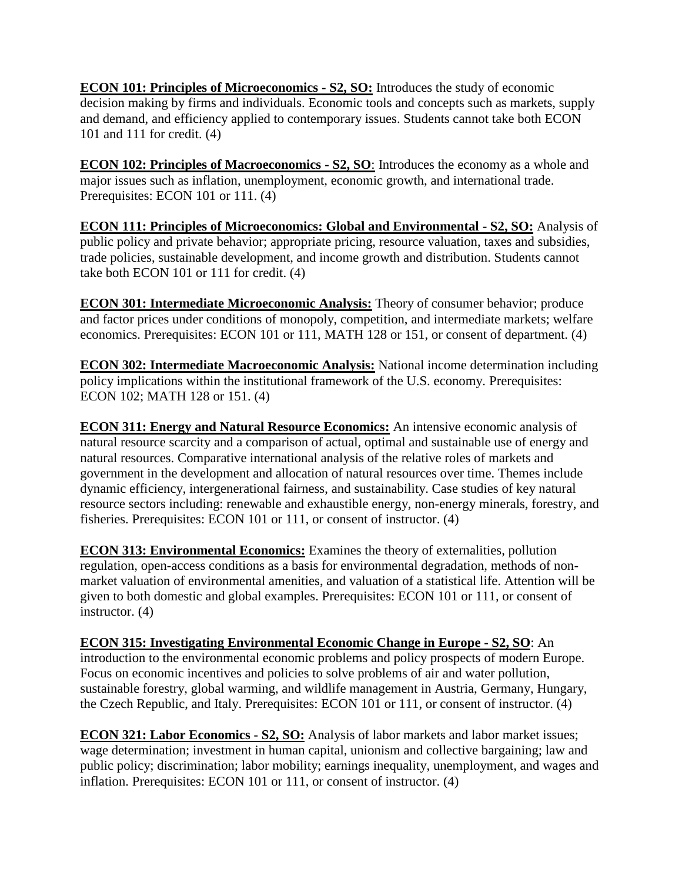**ECON 101: Principles of Microeconomics - S2, SO:** Introduces the study of economic decision making by firms and individuals. Economic tools and concepts such as markets, supply and demand, and efficiency applied to contemporary issues. Students cannot take both ECON 101 and 111 for credit. (4)

**ECON 102: Principles of Macroeconomics - S2, SO**: Introduces the economy as a whole and major issues such as inflation, unemployment, economic growth, and international trade. Prerequisites: ECON 101 or 111. (4)

**ECON 111: Principles of Microeconomics: Global and Environmental - S2, SO:** Analysis of public policy and private behavior; appropriate pricing, resource valuation, taxes and subsidies, trade policies, sustainable development, and income growth and distribution. Students cannot take both ECON 101 or 111 for credit. (4)

**ECON 301: Intermediate Microeconomic Analysis:** Theory of consumer behavior; produce and factor prices under conditions of monopoly, competition, and intermediate markets; welfare economics. Prerequisites: ECON 101 or 111, MATH 128 or 151, or consent of department. (4)

**ECON 302: Intermediate Macroeconomic Analysis:** National income determination including policy implications within the institutional framework of the U.S. economy. Prerequisites: ECON 102; MATH 128 or 151. (4)

**ECON 311: Energy and Natural Resource Economics:** An intensive economic analysis of natural resource scarcity and a comparison of actual, optimal and sustainable use of energy and natural resources. Comparative international analysis of the relative roles of markets and government in the development and allocation of natural resources over time. Themes include dynamic efficiency, intergenerational fairness, and sustainability. Case studies of key natural resource sectors including: renewable and exhaustible energy, non-energy minerals, forestry, and fisheries. Prerequisites: ECON 101 or 111, or consent of instructor. (4)

**ECON 313: Environmental Economics:** Examines the theory of externalities, pollution regulation, open-access conditions as a basis for environmental degradation, methods of non-market valuation of environmental amenities, and valuation of a statistical life. Attention will be given to both domestic and global examples. Prerequisites: ECON 101 or 111, or consent of instructor. (4)

**ECON 315: Investigating Environmental Economic Change in Europe - S2, SO**: An introduction to the environmental economic problems and policy prospects of modern Europe. Focus on economic incentives and policies to solve problems of air and water pollution, sustainable forestry, global warming, and wildlife management in Austria, Germany, Hungary, the Czech Republic, and Italy. Prerequisites: ECON 101 or 111, or consent of instructor. (4)

**ECON 321: Labor Economics - S2, SO:** Analysis of labor markets and labor market issues; wage determination; investment in human capital, unionism and collective bargaining; law and public policy; discrimination; labor mobility; earnings inequality, unemployment, and wages and inflation. Prerequisites: ECON 101 or 111, or consent of instructor. (4)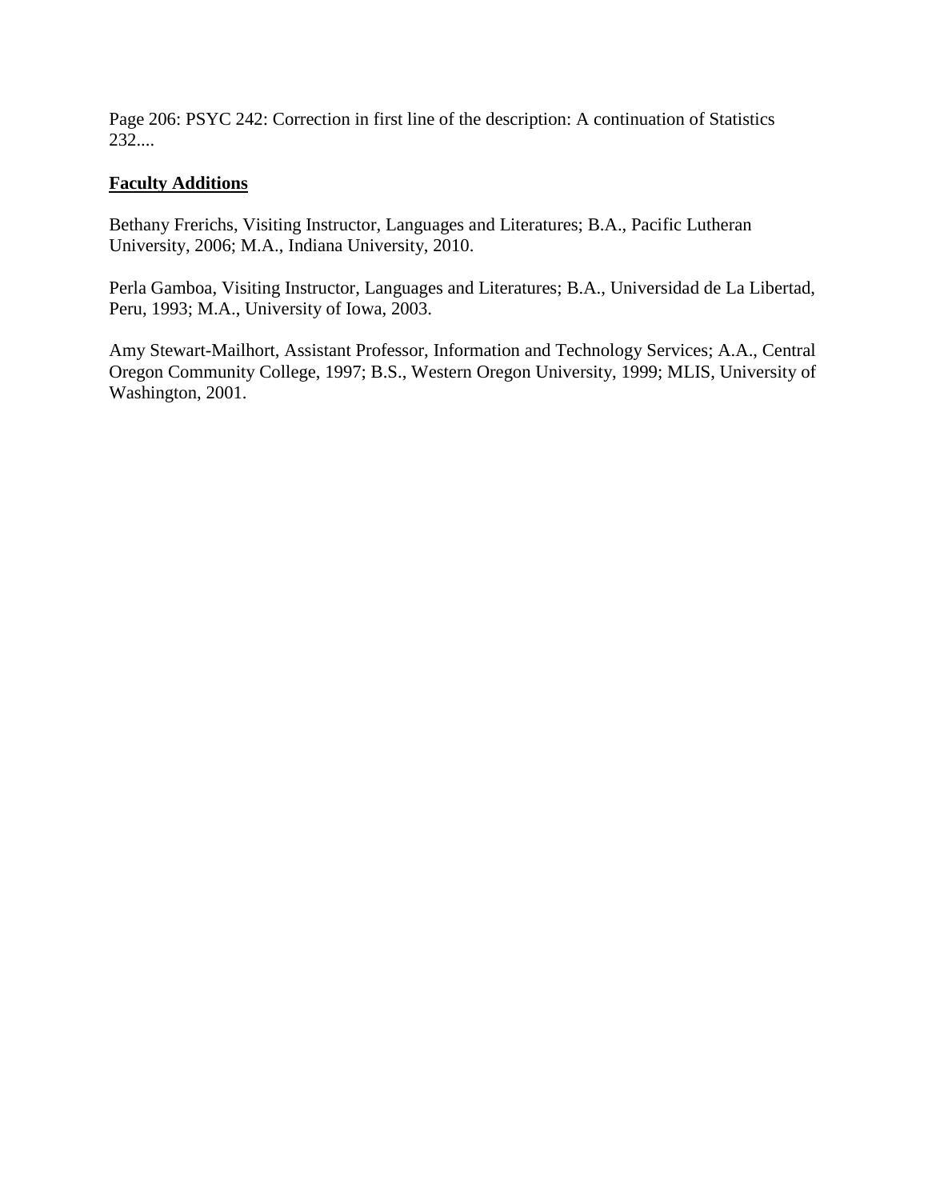Page 206: PSYC 242: Correction in first line of the description: A continuation of Statistics 232....

**Faculty Additions**

Bethany Frerichs, Visiting Instructor, Languages and Literatures; B.A., Pacific Lutheran University, 2006; M.A., Indiana University, 2010.

Perla Gamboa, Visiting Instructor, Languages and Literatures; B.A., Universidad de La Libertad, Peru, 1993; M.A., University of Iowa, 2003.

Amy Stewart-Mailhort, Assistant Professor, Information and Technology Services; A.A., Central Oregon Community College, 1997; B.S., Western Oregon University, 1999; MLIS, University of Washington, 2001.